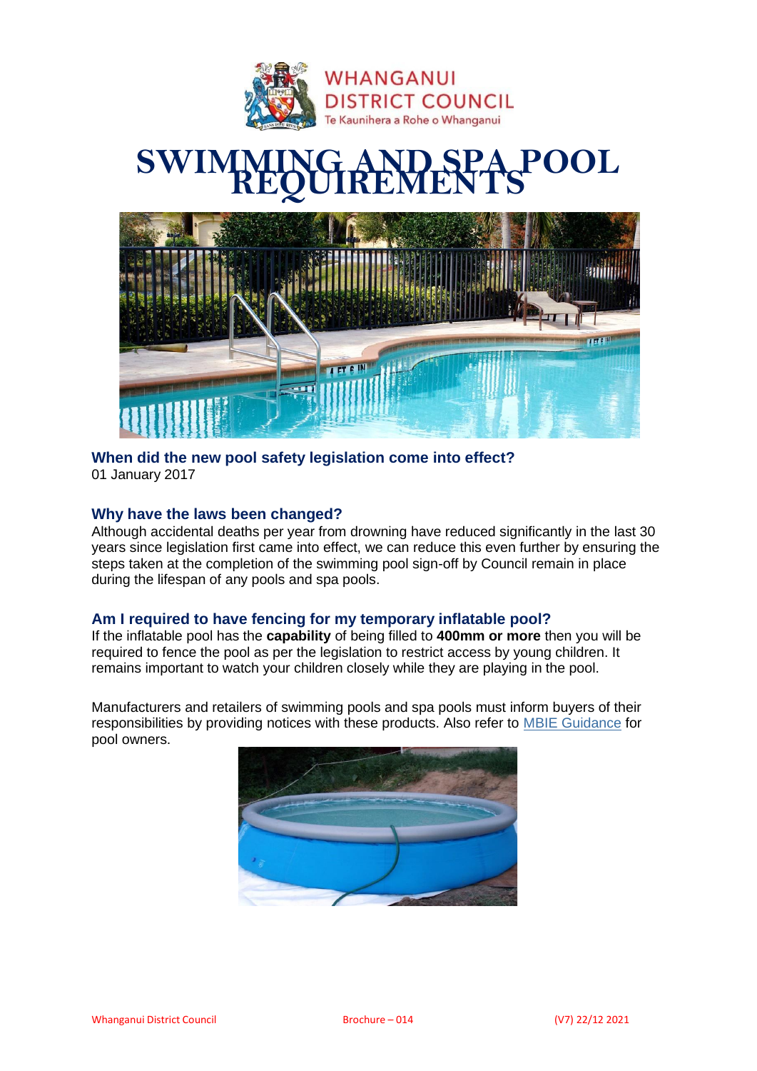# SWIMMING AND SPA POOL REQUIREMENTS

### When did the new pool safety legislation come into effect?

01 January 2017

### Why have the laws been changed?

Although accidental deaths per year from drowning have reduced significantly in the last 30 years since legislation first came into effect, we can reduce this even further by ensuring the steps taken at the completion of the swimming pool sign-off by Council remain in place during the lifespan of any pools and spa pools.

### Am I required to have fencing for my temporary inflatable pool?

If the inflatable pool has the **capability** of being filled to **400mm or more** then you will be required to fence the pool as per the legislation to restrict access by young children. It remains important to watch your children closely while they are playing in the pool.

Manufacturers and retailers of swimming pools and spa pools must inform buyers of their responsibilities by providing notices with these products. Also refer to MBIE Guidance for pool owners.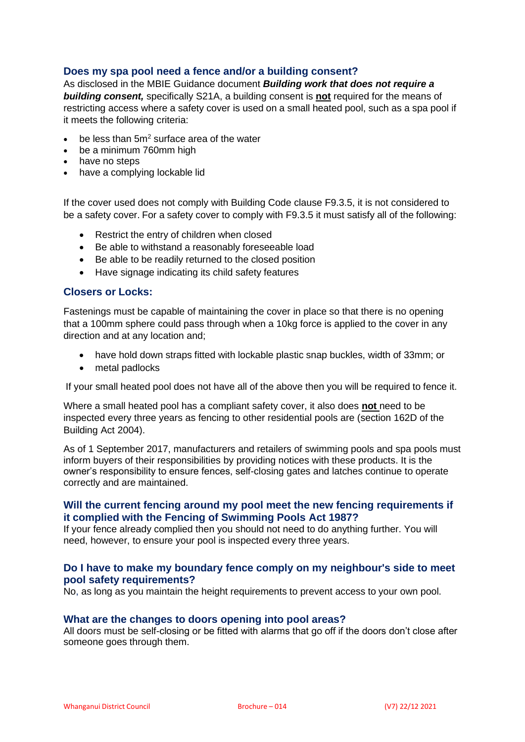## Does my spa pool need a fence and/or a building consent?

As disclosed in the MBIE Guidance document ***Building work that does not require a building consent,*** specifically S21A, a building consent is **not** required for the means of restricting access where a safety cover is used on a small heated pool, such as a spa pool if it meets the following criteria:

- be less than $5m^2$ surface area of the water
- be a minimum 760mm high
- have no steps
- have a complying lockable lid

If the cover used does not comply with Building Code clause F9.3.5, it is not considered to be a safety cover. For a safety cover to comply with F9.3.5 it must satisfy all of the following:

- Restrict the entry of children when closed
- Be able to withstand a reasonably foreseeable load
- Be able to be readily returned to the closed position
- Have signage indicating its child safety features

## Closers or Locks:

Fastenings must be capable of maintaining the cover in place so that there is no opening that a 100mm sphere could pass through when a 10kg force is applied to the cover in any direction and at any location and;

- have hold down straps fitted with lockable plastic snap buckles, width of 33mm; or
- metal padlocks

If your small heated pool does not have all of the above then you will be required to fence it.

Where a small heated pool has a compliant safety cover, it also does **not** need to be inspected every three years as fencing to other residential pools are (section 162D of the Building Act 2004).

As of 1 September 2017, manufacturers and retailers of swimming pools and spa pools must inform buyers of their responsibilities by providing notices with these products. It is the owner's responsibility to ensure fences, self-closing gates and latches continue to operate correctly and are maintained.

## Will the current fencing around my pool meet the new fencing requirements if it complied with the Fencing of Swimming Pools Act 1987?

If your fence already complied then you should not need to do anything further. You will need, however, to ensure your pool is inspected every three years.

## Do I have to make my boundary fence comply on my neighbour's side to meet pool safety requirements?

No, as long as you maintain the height requirements to prevent access to your own pool.

## What are the changes to doors opening into pool areas?

All doors must be self-closing or be fitted with alarms that go off if the doors don't close after someone goes through them.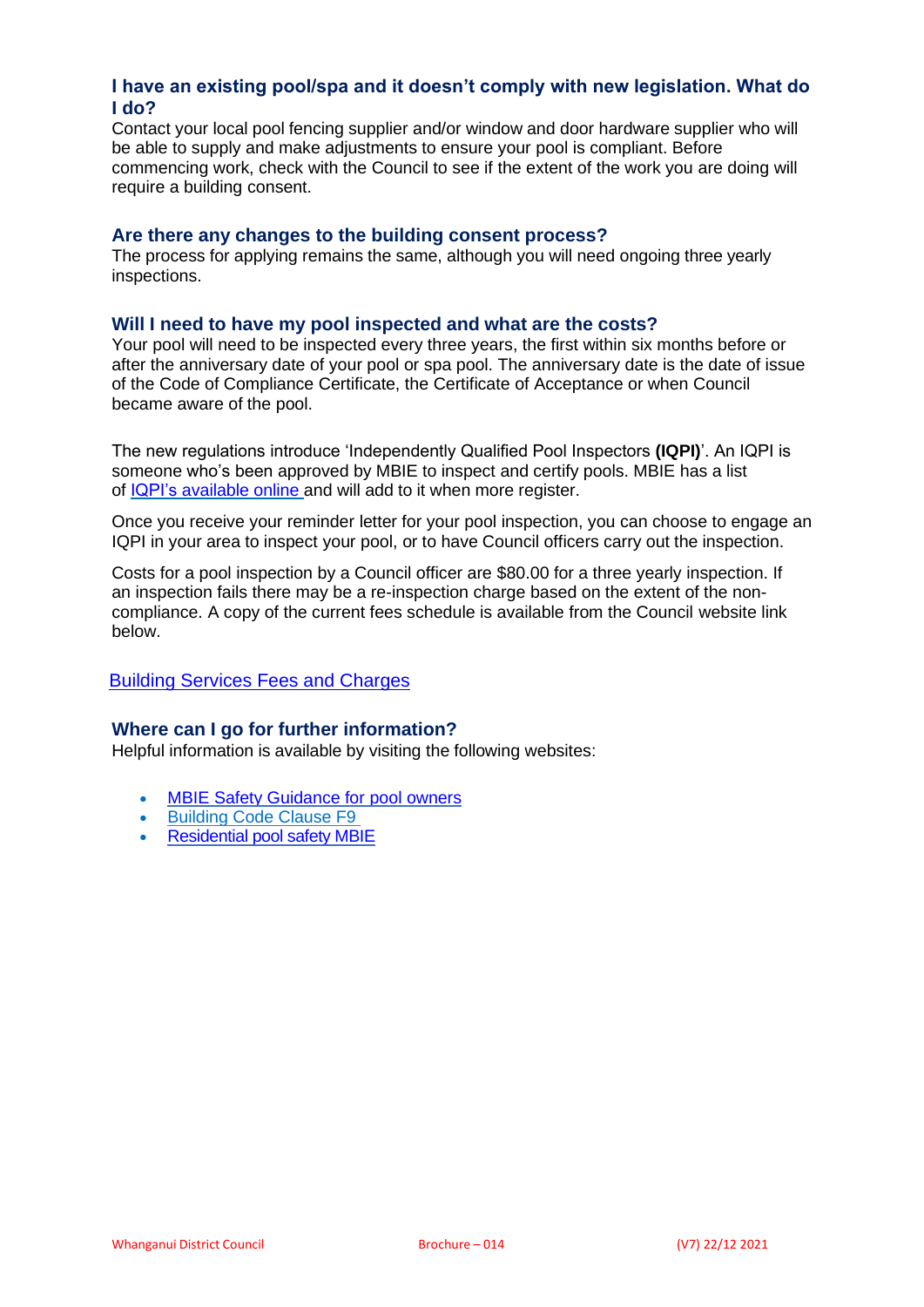### I have an existing pool/spa and it doesn't comply with new legislation. What do I do?

Contact your local pool fencing supplier and/or window and door hardware supplier who will be able to supply and make adjustments to ensure your pool is compliant. Before commencing work, check with the Council to see if the extent of the work you are doing will require a building consent.

### Are there any changes to the building consent process?

The process for applying remains the same, although you will need ongoing three yearly inspections.

### Will I need to have my pool inspected and what are the costs?

Your pool will need to be inspected every three years, the first within six months before or after the anniversary date of your pool or spa pool. The anniversary date is the date of issue of the Code of Compliance Certificate, the Certificate of Acceptance or when Council became aware of the pool.

The new regulations introduce 'Independently Qualified Pool Inspectors **(IQPI)**'. An IQPI is someone who's been approved by MBIE to inspect and certify pools. MBIE has a list of IQPI's available online and will add to it when more register.

Once you receive your reminder letter for your pool inspection, you can choose to engage an IQPI in your area to inspect your pool, or to have Council officers carry out the inspection.

Costs for a pool inspection by a Council officer are $80.00 for a three yearly inspection. If an inspection fails there may be a re-inspection charge based on the extent of the non-compliance. A copy of the current fees schedule is available from the Council website link below.

Building Services Fees and Charges

### Where can I go for further information?

Helpful information is available by visiting the following websites:

- MBIE Safety Guidance for pool owners
- Building Code Clause F9
- Residential pool safety MBIE